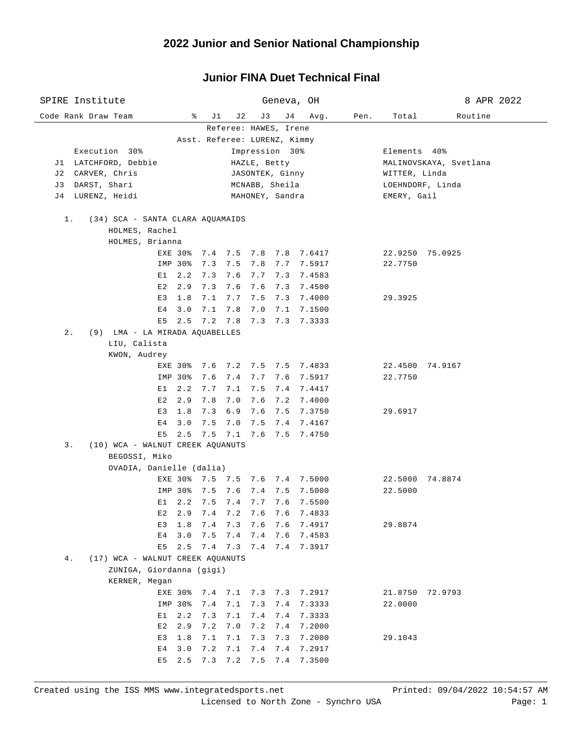# 2022 Junior and Senior National Championship

## Junior FINA Duet Technical Final

SPIRE Institute — Geneva, OH — 8 APR 2022

Referee: HAWES, Irene
Asst. Referee: LURENZ, Kimmy

| | Execution 30% | Impression 30% | Elements 40% |
|---|---|---|---|
| J1 | LATCHFORD, Debbie | HAZLE, Betty | MALINOVSKAYA, Svetlana |
| J2 | CARVER, Chris | JASONTEK, Ginny | WITTER, Linda |
| J3 | DARST, Shari | MCNABB, Sheila | LOEHNDORF, Linda |
| J4 | LURENZ, Heidi | MAHONEY, Sandra | EMERY, Gail |

| Code | Rank | Draw | Team | | % | J1 | J2 | J3 | J4 | Avg. | Pen. | Total | Routine |
|---|---|---|---|---|---|---|---|---|---|---|---|---|---|
| | 1. | (34) | SCA - SANTA CLARA AQUAMAIDS | | | | | | | | | | |
| | | | HOLMES, Rachel | | | | | | | | | | |
| | | | HOLMES, Brianna | | | | | | | | | | |
| | | | | EXE | 30% | 7.4 | 7.5 | 7.8 | 7.8 | 7.6417 | | 22.9250 | 75.0925 |
| | | | | IMP | 30% | 7.3 | 7.5 | 7.8 | 7.7 | 7.5917 | | 22.7750 | |
| | | | | E1 | 2.2 | 7.3 | 7.6 | 7.7 | 7.3 | 7.4583 | | | |
| | | | | E2 | 2.9 | 7.3 | 7.6 | 7.6 | 7.3 | 7.4500 | | | |
| | | | | E3 | 1.8 | 7.1 | 7.7 | 7.5 | 7.3 | 7.4000 | | 29.3925 | |
| | | | | E4 | 3.0 | 7.1 | 7.8 | 7.0 | 7.1 | 7.1500 | | | |
| | | | | E5 | 2.5 | 7.2 | 7.8 | 7.3 | 7.3 | 7.3333 | | | |
| | 2. | (9) | LMA - LA MIRADA AQUABELLES | | | | | | | | | | |
| | | | LIU, Calista | | | | | | | | | | |
| | | | KWON, Audrey | | | | | | | | | | |
| | | | | EXE | 30% | 7.6 | 7.2 | 7.5 | 7.5 | 7.4833 | | 22.4500 | 74.9167 |
| | | | | IMP | 30% | 7.6 | 7.4 | 7.7 | 7.6 | 7.5917 | | 22.7750 | |
| | | | | E1 | 2.2 | 7.7 | 7.1 | 7.5 | 7.4 | 7.4417 | | | |
| | | | | E2 | 2.9 | 7.8 | 7.0 | 7.6 | 7.2 | 7.4000 | | | |
| | | | | E3 | 1.8 | 7.3 | 6.9 | 7.6 | 7.5 | 7.3750 | | 29.6917 | |
| | | | | E4 | 3.0 | 7.5 | 7.0 | 7.5 | 7.4 | 7.4167 | | | |
| | | | | E5 | 2.5 | 7.5 | 7.1 | 7.6 | 7.5 | 7.4750 | | | |
| | 3. | (10) | WCA - WALNUT CREEK AQUANUTS | | | | | | | | | | |
| | | | BEGOSSI, Miko | | | | | | | | | | |
| | | | OVADIA, Danielle (dalia) | | | | | | | | | | |
| | | | | EXE | 30% | 7.5 | 7.5 | 7.6 | 7.4 | 7.5000 | | 22.5000 | 74.8874 |
| | | | | IMP | 30% | 7.5 | 7.6 | 7.4 | 7.5 | 7.5000 | | 22.5000 | |
| | | | | E1 | 2.2 | 7.5 | 7.4 | 7.7 | 7.6 | 7.5500 | | | |
| | | | | E2 | 2.9 | 7.4 | 7.2 | 7.6 | 7.6 | 7.4833 | | | |
| | | | | E3 | 1.8 | 7.4 | 7.3 | 7.6 | 7.6 | 7.4917 | | 29.8874 | |
| | | | | E4 | 3.0 | 7.5 | 7.4 | 7.4 | 7.6 | 7.4583 | | | |
| | | | | E5 | 2.5 | 7.4 | 7.3 | 7.4 | 7.4 | 7.3917 | | | |
| | 4. | (17) | WCA - WALNUT CREEK AQUANUTS | | | | | | | | | | |
| | | | ZUNIGA, Giordanna (gigi) | | | | | | | | | | |
| | | | KERNER, Megan | | | | | | | | | | |
| | | | | EXE | 30% | 7.4 | 7.1 | 7.3 | 7.3 | 7.2917 | | 21.8750 | 72.9793 |
| | | | | IMP | 30% | 7.4 | 7.1 | 7.3 | 7.4 | 7.3333 | | 22.0000 | |
| | | | | E1 | 2.2 | 7.3 | 7.1 | 7.4 | 7.4 | 7.3333 | | | |
| | | | | E2 | 2.9 | 7.2 | 7.0 | 7.2 | 7.4 | 7.2000 | | | |
| | | | | E3 | 1.8 | 7.1 | 7.1 | 7.3 | 7.3 | 7.2000 | | 29.1043 | |
| | | | | E4 | 3.0 | 7.2 | 7.1 | 7.4 | 7.4 | 7.2917 | | | |
| | | | | E5 | 2.5 | 7.3 | 7.2 | 7.5 | 7.4 | 7.3500 | | | |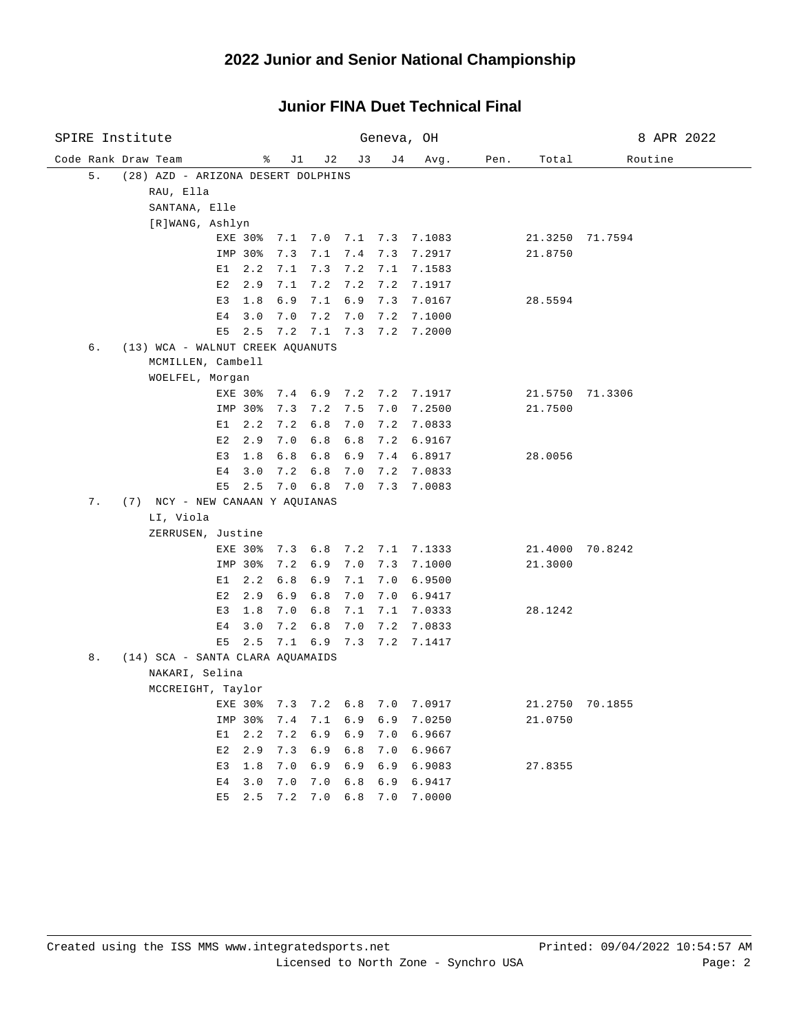## 2022 Junior and Senior National Championship

### Junior FINA Duet Technical Final

SPIRE Institute — Geneva, OH — 8 APR 2022

| Code Rank Draw Team | | % | J1 | J2 | J3 | J4 | Avg. | Pen. | Total | Routine |
|---|---|---|---|---|---|---|---|---|---|---|
| 5. (28) AZD - ARIZONA DESERT DOLPHINS | | | | | | | | | | |
| RAU, Ella | | | | | | | | | | |
| SANTANA, Elle | | | | | | | | | | |
| [R]WANG, Ashlyn | | | | | | | | | | |
| | EXE | 30% | 7.1 | 7.0 | 7.1 | 7.3 | 7.1083 | | 21.3250 | 71.7594 |
| | IMP | 30% | 7.3 | 7.1 | 7.4 | 7.3 | 7.2917 | | 21.8750 | |
| | E1 | 2.2 | 7.1 | 7.3 | 7.2 | 7.1 | 7.1583 | | | |
| | E2 | 2.9 | 7.1 | 7.2 | 7.2 | 7.2 | 7.1917 | | | |
| | E3 | 1.8 | 6.9 | 7.1 | 6.9 | 7.3 | 7.0167 | | 28.5594 | |
| | E4 | 3.0 | 7.0 | 7.2 | 7.0 | 7.2 | 7.1000 | | | |
| | E5 | 2.5 | 7.2 | 7.1 | 7.3 | 7.2 | 7.2000 | | | |
| 6. (13) WCA - WALNUT CREEK AQUANUTS | | | | | | | | | | |
| MCMILLEN, Cambell | | | | | | | | | | |
| WOELFEL, Morgan | | | | | | | | | | |
| | EXE | 30% | 7.4 | 6.9 | 7.2 | 7.2 | 7.1917 | | 21.5750 | 71.3306 |
| | IMP | 30% | 7.3 | 7.2 | 7.5 | 7.0 | 7.2500 | | 21.7500 | |
| | E1 | 2.2 | 7.2 | 6.8 | 7.0 | 7.2 | 7.0833 | | | |
| | E2 | 2.9 | 7.0 | 6.8 | 6.8 | 7.2 | 6.9167 | | | |
| | E3 | 1.8 | 6.8 | 6.8 | 6.9 | 7.4 | 6.8917 | | 28.0056 | |
| | E4 | 3.0 | 7.2 | 6.8 | 7.0 | 7.2 | 7.0833 | | | |
| | E5 | 2.5 | 7.0 | 6.8 | 7.0 | 7.3 | 7.0083 | | | |
| 7. (7) NCY - NEW CANAAN Y AQUIANAS | | | | | | | | | | |
| LI, Viola | | | | | | | | | | |
| ZERRUSEN, Justine | | | | | | | | | | |
| | EXE | 30% | 7.3 | 6.8 | 7.2 | 7.1 | 7.1333 | | 21.4000 | 70.8242 |
| | IMP | 30% | 7.2 | 6.9 | 7.0 | 7.3 | 7.1000 | | 21.3000 | |
| | E1 | 2.2 | 6.8 | 6.9 | 7.1 | 7.0 | 6.9500 | | | |
| | E2 | 2.9 | 6.9 | 6.8 | 7.0 | 7.0 | 6.9417 | | | |
| | E3 | 1.8 | 7.0 | 6.8 | 7.1 | 7.1 | 7.0333 | | 28.1242 | |
| | E4 | 3.0 | 7.2 | 6.8 | 7.0 | 7.2 | 7.0833 | | | |
| | E5 | 2.5 | 7.1 | 6.9 | 7.3 | 7.2 | 7.1417 | | | |
| 8. (14) SCA - SANTA CLARA AQUAMAIDS | | | | | | | | | | |
| NAKARI, Selina | | | | | | | | | | |
| MCCREIGHT, Taylor | | | | | | | | | | |
| | EXE | 30% | 7.3 | 7.2 | 6.8 | 7.0 | 7.0917 | | 21.2750 | 70.1855 |
| | IMP | 30% | 7.4 | 7.1 | 6.9 | 6.9 | 7.0250 | | 21.0750 | |
| | E1 | 2.2 | 7.2 | 6.9 | 6.9 | 7.0 | 6.9667 | | | |
| | E2 | 2.9 | 7.3 | 6.9 | 6.8 | 7.0 | 6.9667 | | | |
| | E3 | 1.8 | 7.0 | 6.9 | 6.9 | 6.9 | 6.9083 | | 27.8355 | |
| | E4 | 3.0 | 7.0 | 7.0 | 6.8 | 6.9 | 6.9417 | | | |
| | E5 | 2.5 | 7.2 | 7.0 | 6.8 | 7.0 | 7.0000 | | | |

Created using the ISS MMS www.integratedsports.net — Printed: 09/04/2022 10:54:57 AM — Licensed to North Zone - Synchro USA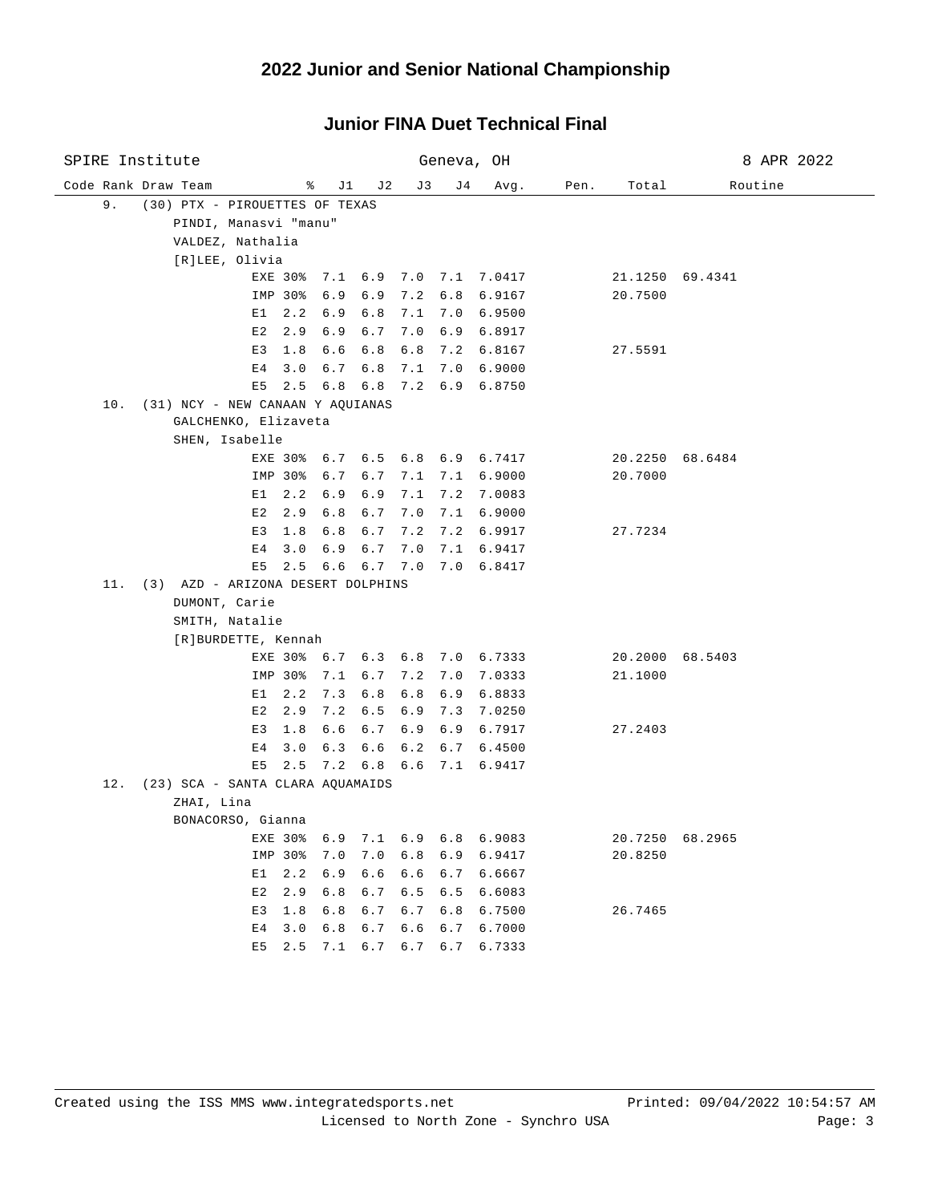# 2022 Junior and Senior National Championship

## Junior FINA Duet Technical Final

SPIRE Institute — Geneva, OH — 8 APR 2022

| Code | Rank | Draw | Team | % | J1 | J2 | J3 | J4 | Avg. | Pen. | Total | Routine |
|---|---|---|---|---|---|---|---|---|---|---|---|---|
| | 9. | (30) | PTX - PIROUETTES OF TEXAS | | | | | | | | | |
| | | | PINDI, Manasvi "manu" | | | | | | | | | |
| | | | VALDEZ, Nathalia | | | | | | | | | |
| | | | [R]LEE, Olivia | | | | | | | | | |
| | | | | EXE 30% | 7.1 | 6.9 | 7.0 | 7.1 | 7.0417 | | 21.1250 | 69.4341 |
| | | | | IMP 30% | 6.9 | 6.9 | 7.2 | 6.8 | 6.9167 | | 20.7500 | |
| | | | | E1 2.2 | 6.9 | 6.8 | 7.1 | 7.0 | 6.9500 | | | |
| | | | | E2 2.9 | 6.9 | 6.7 | 7.0 | 6.9 | 6.8917 | | | |
| | | | | E3 1.8 | 6.6 | 6.8 | 6.8 | 7.2 | 6.8167 | | 27.5591 | |
| | | | | E4 3.0 | 6.7 | 6.8 | 7.1 | 7.0 | 6.9000 | | | |
| | | | | E5 2.5 | 6.8 | 6.8 | 7.2 | 6.9 | 6.8750 | | | |
| | 10. | (31) | NCY - NEW CANAAN Y AQUIANAS | | | | | | | | | |
| | | | GALCHENKO, Elizaveta | | | | | | | | | |
| | | | SHEN, Isabelle | | | | | | | | | |
| | | | | EXE 30% | 6.7 | 6.5 | 6.8 | 6.9 | 6.7417 | | 20.2250 | 68.6484 |
| | | | | IMP 30% | 6.7 | 6.7 | 7.1 | 7.1 | 6.9000 | | 20.7000 | |
| | | | | E1 2.2 | 6.9 | 6.9 | 7.1 | 7.2 | 7.0083 | | | |
| | | | | E2 2.9 | 6.8 | 6.7 | 7.0 | 7.1 | 6.9000 | | | |
| | | | | E3 1.8 | 6.8 | 6.7 | 7.2 | 7.2 | 6.9917 | | 27.7234 | |
| | | | | E4 3.0 | 6.9 | 6.7 | 7.0 | 7.1 | 6.9417 | | | |
| | | | | E5 2.5 | 6.6 | 6.7 | 7.0 | 7.0 | 6.8417 | | | |
| | 11. | (3) | AZD - ARIZONA DESERT DOLPHINS | | | | | | | | | |
| | | | DUMONT, Carie | | | | | | | | | |
| | | | SMITH, Natalie | | | | | | | | | |
| | | | [R]BURDETTE, Kennah | | | | | | | | | |
| | | | | EXE 30% | 6.7 | 6.3 | 6.8 | 7.0 | 6.7333 | | 20.2000 | 68.5403 |
| | | | | IMP 30% | 7.1 | 6.7 | 7.2 | 7.0 | 7.0333 | | 21.1000 | |
| | | | | E1 2.2 | 7.3 | 6.8 | 6.8 | 6.9 | 6.8833 | | | |
| | | | | E2 2.9 | 7.2 | 6.5 | 6.9 | 7.3 | 7.0250 | | | |
| | | | | E3 1.8 | 6.6 | 6.7 | 6.9 | 6.9 | 6.7917 | | 27.2403 | |
| | | | | E4 3.0 | 6.3 | 6.6 | 6.2 | 6.7 | 6.4500 | | | |
| | | | | E5 2.5 | 7.2 | 6.8 | 6.6 | 7.1 | 6.9417 | | | |
| | 12. | (23) | SCA - SANTA CLARA AQUAMAIDS | | | | | | | | | |
| | | | ZHAI, Lina | | | | | | | | | |
| | | | BONACORSO, Gianna | | | | | | | | | |
| | | | | EXE 30% | 6.9 | 7.1 | 6.9 | 6.8 | 6.9083 | | 20.7250 | 68.2965 |
| | | | | IMP 30% | 7.0 | 7.0 | 6.8 | 6.9 | 6.9417 | | 20.8250 | |
| | | | | E1 2.2 | 6.9 | 6.6 | 6.6 | 6.7 | 6.6667 | | | |
| | | | | E2 2.9 | 6.8 | 6.7 | 6.5 | 6.5 | 6.6083 | | | |
| | | | | E3 1.8 | 6.8 | 6.7 | 6.7 | 6.8 | 6.7500 | | 26.7465 | |
| | | | | E4 3.0 | 6.8 | 6.7 | 6.6 | 6.7 | 6.7000 | | | |
| | | | | E5 2.5 | 7.1 | 6.7 | 6.7 | 6.7 | 6.7333 | | | |

Created using the ISS MMS www.integratedsports.net — Printed: 09/04/2022 10:54:57 AM

Licensed to North Zone - Synchro USA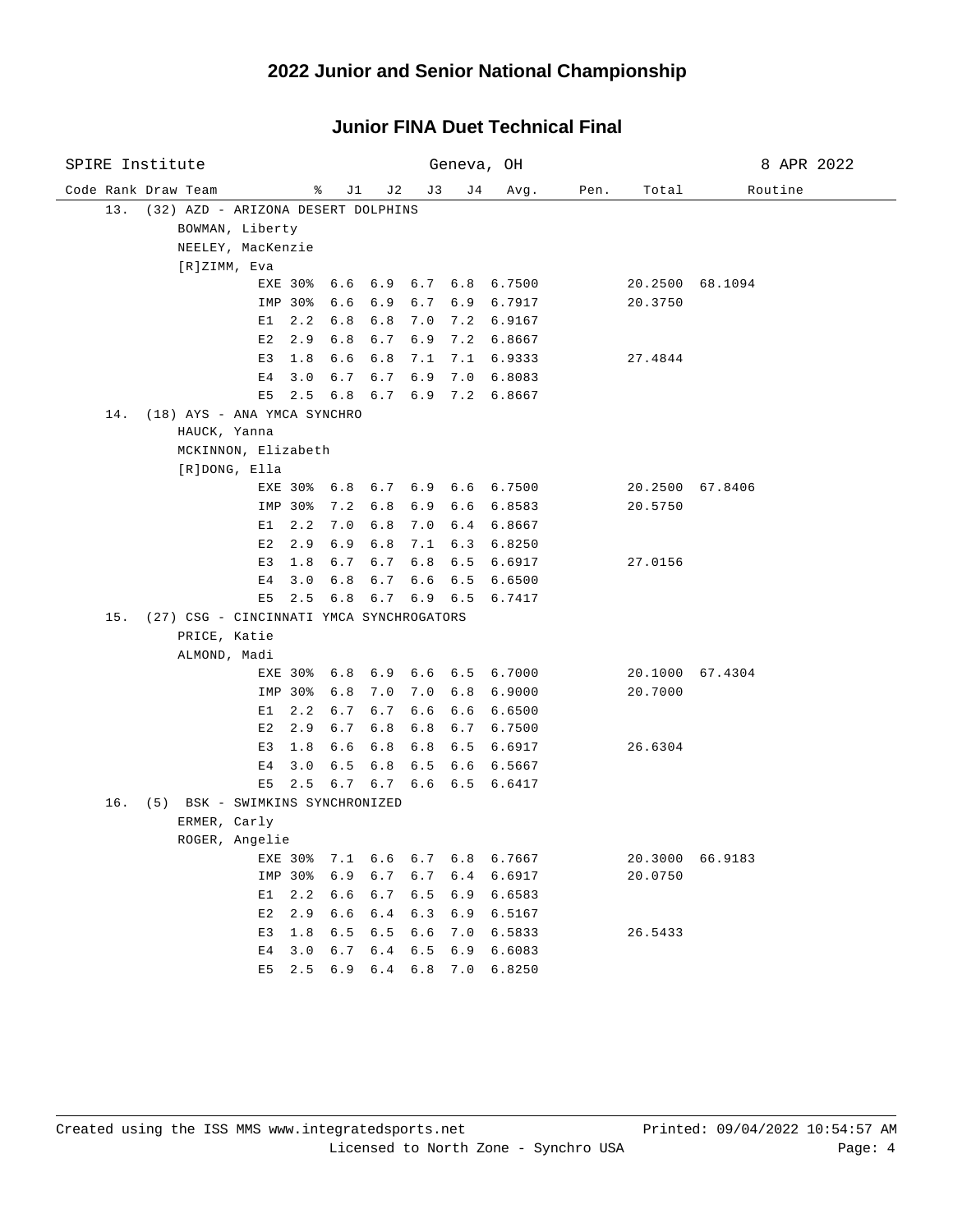# 2022 Junior and Senior National Championship

## Junior FINA Duet Technical Final

SPIRE Institute — Geneva, OH — 8 APR 2022

| Code | Rank | Draw | Team | % | J1 | J2 | J3 | J4 | Avg. | Pen. | Total | Routine |
|---|---|---|---|---|---|---|---|---|---|---|---|---|
| | 13. | (32) | AZD - ARIZONA DESERT DOLPHINS | | | | | | | | | |
| | | | BOWMAN, Liberty | | | | | | | | | |
| | | | NEELEY, MacKenzie | | | | | | | | | |
| | | | [R]ZIMM, Eva | | | | | | | | | |
| | | | EXE | 30% | 6.6 | 6.9 | 6.7 | 6.8 | 6.7500 | | 20.2500 | 68.1094 |
| | | | IMP | 30% | 6.6 | 6.9 | 6.7 | 6.9 | 6.7917 | | 20.3750 | |
| | | | E1 | 2.2 | 6.8 | 6.8 | 7.0 | 7.2 | 6.9167 | | | |
| | | | E2 | 2.9 | 6.8 | 6.7 | 6.9 | 7.2 | 6.8667 | | | |
| | | | E3 | 1.8 | 6.6 | 6.8 | 7.1 | 7.1 | 6.9333 | | 27.4844 | |
| | | | E4 | 3.0 | 6.7 | 6.7 | 6.9 | 7.0 | 6.8083 | | | |
| | | | E5 | 2.5 | 6.8 | 6.7 | 6.9 | 7.2 | 6.8667 | | | |
| | 14. | (18) | AYS - ANA YMCA SYNCHRO | | | | | | | | | |
| | | | HAUCK, Yanna | | | | | | | | | |
| | | | MCKINNON, Elizabeth | | | | | | | | | |
| | | | [R]DONG, Ella | | | | | | | | | |
| | | | EXE | 30% | 6.8 | 6.7 | 6.9 | 6.6 | 6.7500 | | 20.2500 | 67.8406 |
| | | | IMP | 30% | 7.2 | 6.8 | 6.9 | 6.6 | 6.8583 | | 20.5750 | |
| | | | E1 | 2.2 | 7.0 | 6.8 | 7.0 | 6.4 | 6.8667 | | | |
| | | | E2 | 2.9 | 6.9 | 6.8 | 7.1 | 6.3 | 6.8250 | | | |
| | | | E3 | 1.8 | 6.7 | 6.7 | 6.8 | 6.5 | 6.6917 | | 27.0156 | |
| | | | E4 | 3.0 | 6.8 | 6.7 | 6.6 | 6.5 | 6.6500 | | | |
| | | | E5 | 2.5 | 6.8 | 6.7 | 6.9 | 6.5 | 6.7417 | | | |
| | 15. | (27) | CSG - CINCINNATI YMCA SYNCHROGATORS | | | | | | | | | |
| | | | PRICE, Katie | | | | | | | | | |
| | | | ALMOND, Madi | | | | | | | | | |
| | | | EXE | 30% | 6.8 | 6.9 | 6.6 | 6.5 | 6.7000 | | 20.1000 | 67.4304 |
| | | | IMP | 30% | 6.8 | 7.0 | 7.0 | 6.8 | 6.9000 | | 20.7000 | |
| | | | E1 | 2.2 | 6.7 | 6.7 | 6.6 | 6.6 | 6.6500 | | | |
| | | | E2 | 2.9 | 6.7 | 6.8 | 6.8 | 6.7 | 6.7500 | | | |
| | | | E3 | 1.8 | 6.6 | 6.8 | 6.8 | 6.5 | 6.6917 | | 26.6304 | |
| | | | E4 | 3.0 | 6.5 | 6.8 | 6.5 | 6.6 | 6.5667 | | | |
| | | | E5 | 2.5 | 6.7 | 6.7 | 6.6 | 6.5 | 6.6417 | | | |
| | 16. | (5) | BSK - SWIMKINS SYNCHRONIZED | | | | | | | | | |
| | | | ERMER, Carly | | | | | | | | | |
| | | | ROGER, Angelie | | | | | | | | | |
| | | | EXE | 30% | 7.1 | 6.6 | 6.7 | 6.8 | 6.7667 | | 20.3000 | 66.9183 |
| | | | IMP | 30% | 6.9 | 6.7 | 6.7 | 6.4 | 6.6917 | | 20.0750 | |
| | | | E1 | 2.2 | 6.6 | 6.7 | 6.5 | 6.9 | 6.6583 | | | |
| | | | E2 | 2.9 | 6.6 | 6.4 | 6.3 | 6.9 | 6.5167 | | | |
| | | | E3 | 1.8 | 6.5 | 6.5 | 6.6 | 7.0 | 6.5833 | | 26.5433 | |
| | | | E4 | 3.0 | 6.7 | 6.4 | 6.5 | 6.9 | 6.6083 | | | |
| | | | E5 | 2.5 | 6.9 | 6.4 | 6.8 | 7.0 | 6.8250 | | | |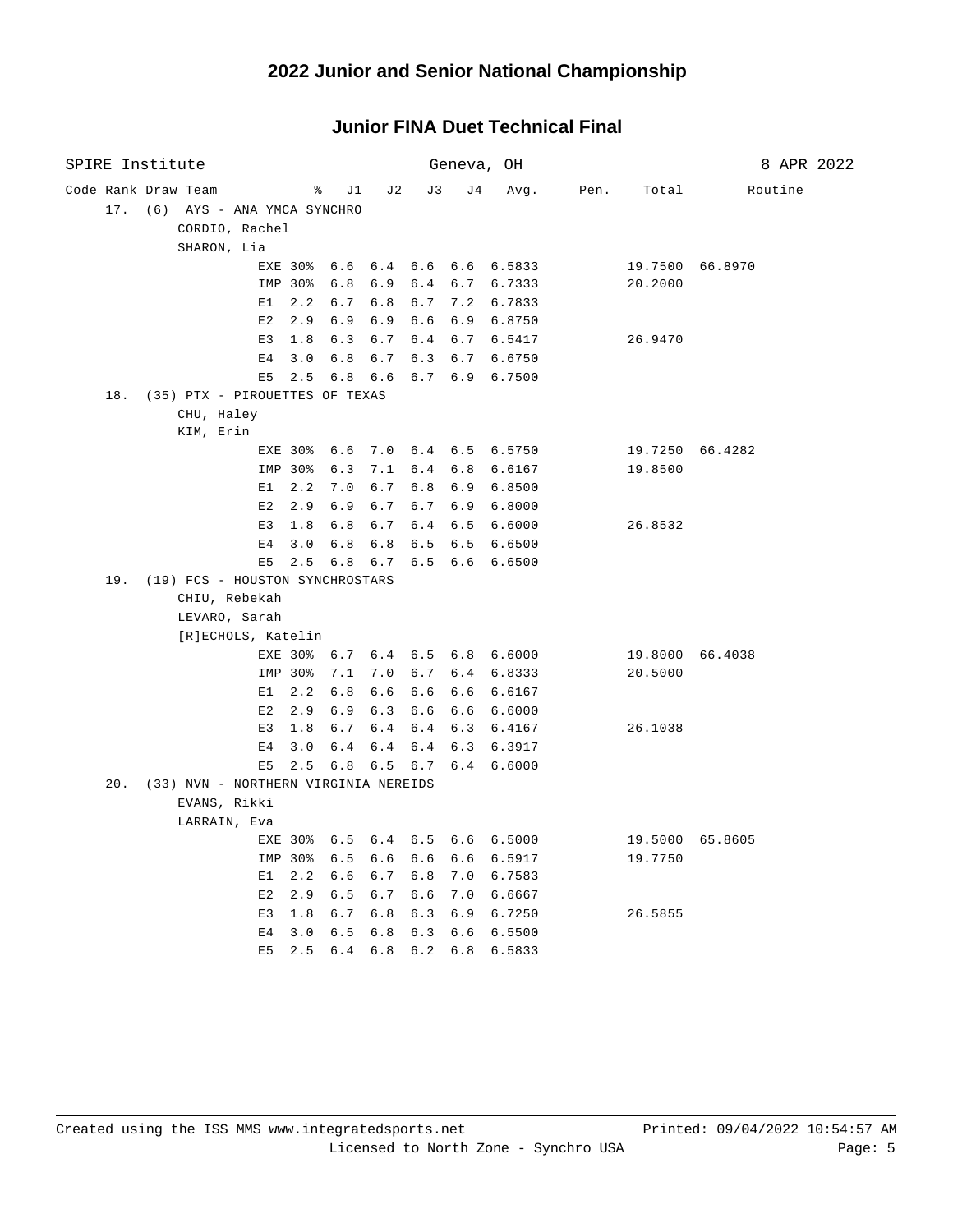# 2022 Junior and Senior National Championship

## Junior FINA Duet Technical Final

SPIRE Institute — Geneva, OH — 8 APR 2022

| Code | Rank | Draw | Team | % | J1 | J2 | J3 | J4 | Avg. | Pen. | Total | Routine |
|---|---|---|---|---|---|---|---|---|---|---|---|---|
| | 17. | (6) | AYS - ANA YMCA SYNCHRO | | | | | | | | | |
| | | | CORDIO, Rachel | | | | | | | | | |
| | | | SHARON, Lia | | | | | | | | | |
| | | | EXE | 30% | 6.6 | 6.4 | 6.6 | 6.6 | 6.5833 | | 19.7500 | 66.8970 |
| | | | IMP | 30% | 6.8 | 6.9 | 6.4 | 6.7 | 6.7333 | | 20.2000 | |
| | | | E1 | 2.2 | 6.7 | 6.8 | 6.7 | 7.2 | 6.7833 | | | |
| | | | E2 | 2.9 | 6.9 | 6.9 | 6.6 | 6.9 | 6.8750 | | | |
| | | | E3 | 1.8 | 6.3 | 6.7 | 6.4 | 6.7 | 6.5417 | | 26.9470 | |
| | | | E4 | 3.0 | 6.8 | 6.7 | 6.3 | 6.7 | 6.6750 | | | |
| | | | E5 | 2.5 | 6.8 | 6.6 | 6.7 | 6.9 | 6.7500 | | | |
| | 18. | (35) | PTX - PIROUETTES OF TEXAS | | | | | | | | | |
| | | | CHU, Haley | | | | | | | | | |
| | | | KIM, Erin | | | | | | | | | |
| | | | EXE | 30% | 6.6 | 7.0 | 6.4 | 6.5 | 6.5750 | | 19.7250 | 66.4282 |
| | | | IMP | 30% | 6.3 | 7.1 | 6.4 | 6.8 | 6.6167 | | 19.8500 | |
| | | | E1 | 2.2 | 7.0 | 6.7 | 6.8 | 6.9 | 6.8500 | | | |
| | | | E2 | 2.9 | 6.9 | 6.7 | 6.7 | 6.9 | 6.8000 | | | |
| | | | E3 | 1.8 | 6.8 | 6.7 | 6.4 | 6.5 | 6.6000 | | 26.8532 | |
| | | | E4 | 3.0 | 6.8 | 6.8 | 6.5 | 6.5 | 6.6500 | | | |
| | | | E5 | 2.5 | 6.8 | 6.7 | 6.5 | 6.6 | 6.6500 | | | |
| | 19. | (19) | FCS - HOUSTON SYNCHROSTARS | | | | | | | | | |
| | | | CHIU, Rebekah | | | | | | | | | |
| | | | LEVARO, Sarah | | | | | | | | | |
| | | | [R]ECHOLS, Katelin | | | | | | | | | |
| | | | EXE | 30% | 6.7 | 6.4 | 6.5 | 6.8 | 6.6000 | | 19.8000 | 66.4038 |
| | | | IMP | 30% | 7.1 | 7.0 | 6.7 | 6.4 | 6.8333 | | 20.5000 | |
| | | | E1 | 2.2 | 6.8 | 6.6 | 6.6 | 6.6 | 6.6167 | | | |
| | | | E2 | 2.9 | 6.9 | 6.3 | 6.6 | 6.6 | 6.6000 | | | |
| | | | E3 | 1.8 | 6.7 | 6.4 | 6.4 | 6.3 | 6.4167 | | 26.1038 | |
| | | | E4 | 3.0 | 6.4 | 6.4 | 6.4 | 6.3 | 6.3917 | | | |
| | | | E5 | 2.5 | 6.8 | 6.5 | 6.7 | 6.4 | 6.6000 | | | |
| | 20. | (33) | NVN - NORTHERN VIRGINIA NEREIDS | | | | | | | | | |
| | | | EVANS, Rikki | | | | | | | | | |
| | | | LARRAIN, Eva | | | | | | | | | |
| | | | EXE | 30% | 6.5 | 6.4 | 6.5 | 6.6 | 6.5000 | | 19.5000 | 65.8605 |
| | | | IMP | 30% | 6.5 | 6.6 | 6.6 | 6.6 | 6.5917 | | 19.7750 | |
| | | | E1 | 2.2 | 6.6 | 6.7 | 6.8 | 7.0 | 6.7583 | | | |
| | | | E2 | 2.9 | 6.5 | 6.7 | 6.6 | 7.0 | 6.6667 | | | |
| | | | E3 | 1.8 | 6.7 | 6.8 | 6.3 | 6.9 | 6.7250 | | 26.5855 | |
| | | | E4 | 3.0 | 6.5 | 6.8 | 6.3 | 6.6 | 6.5500 | | | |
| | | | E5 | 2.5 | 6.4 | 6.8 | 6.2 | 6.8 | 6.5833 | | | |

Created using the ISS MMS www.integratedsports.net — Printed: 09/04/2022 10:54:57 AM
Licensed to North Zone - Synchro USA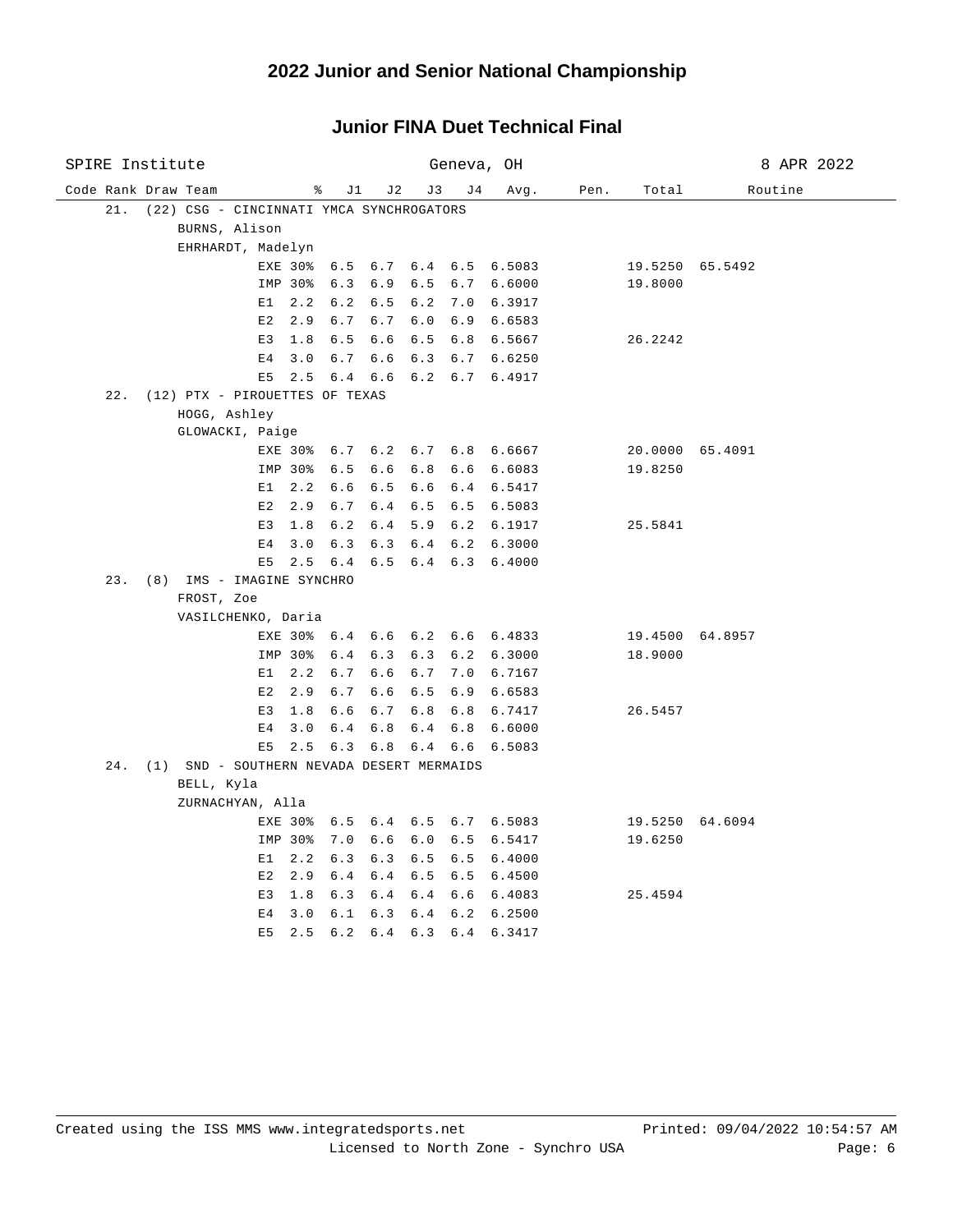# 2022 Junior and Senior National Championship

## Junior FINA Duet Technical Final

SPIRE Institute — Geneva, OH — 8 APR 2022

| Code | Rank | Draw | Team | % | J1 | J2 | J3 | J4 | Avg. | Pen. | Total | Routine |
|---|---|---|---|---|---|---|---|---|---|---|---|---|
| | 21. | (22) | CSG - CINCINNATI YMCA SYNCHROGATORS | | | | | | | | | |
| | | | BURNS, Alison | | | | | | | | | |
| | | | EHRHARDT, Madelyn | | | | | | | | | |
| EXE | | | | 30% | 6.5 | 6.7 | 6.4 | 6.5 | 6.5083 | | 19.5250 | 65.5492 |
| IMP | | | | 30% | 6.3 | 6.9 | 6.5 | 6.7 | 6.6000 | | 19.8000 | |
| E1 | | | | 2.2 | 6.2 | 6.5 | 6.2 | 7.0 | 6.3917 | | | |
| E2 | | | | 2.9 | 6.7 | 6.7 | 6.0 | 6.9 | 6.6583 | | | |
| E3 | | | | 1.8 | 6.5 | 6.6 | 6.5 | 6.8 | 6.5667 | | 26.2242 | |
| E4 | | | | 3.0 | 6.7 | 6.6 | 6.3 | 6.7 | 6.6250 | | | |
| E5 | | | | 2.5 | 6.4 | 6.6 | 6.2 | 6.7 | 6.4917 | | | |
| | 22. | (12) | PTX - PIROUETTES OF TEXAS | | | | | | | | | |
| | | | HOGG, Ashley | | | | | | | | | |
| | | | GLOWACKI, Paige | | | | | | | | | |
| EXE | | | | 30% | 6.7 | 6.2 | 6.7 | 6.8 | 6.6667 | | 20.0000 | 65.4091 |
| IMP | | | | 30% | 6.5 | 6.6 | 6.8 | 6.6 | 6.6083 | | 19.8250 | |
| E1 | | | | 2.2 | 6.6 | 6.5 | 6.6 | 6.4 | 6.5417 | | | |
| E2 | | | | 2.9 | 6.7 | 6.4 | 6.5 | 6.5 | 6.5083 | | | |
| E3 | | | | 1.8 | 6.2 | 6.4 | 5.9 | 6.2 | 6.1917 | | 25.5841 | |
| E4 | | | | 3.0 | 6.3 | 6.3 | 6.4 | 6.2 | 6.3000 | | | |
| E5 | | | | 2.5 | 6.4 | 6.5 | 6.4 | 6.3 | 6.4000 | | | |
| | 23. | (8) | IMS - IMAGINE SYNCHRO | | | | | | | | | |
| | | | FROST, Zoe | | | | | | | | | |
| | | | VASILCHENKO, Daria | | | | | | | | | |
| EXE | | | | 30% | 6.4 | 6.6 | 6.2 | 6.6 | 6.4833 | | 19.4500 | 64.8957 |
| IMP | | | | 30% | 6.4 | 6.3 | 6.3 | 6.2 | 6.3000 | | 18.9000 | |
| E1 | | | | 2.2 | 6.7 | 6.6 | 6.7 | 7.0 | 6.7167 | | | |
| E2 | | | | 2.9 | 6.7 | 6.6 | 6.5 | 6.9 | 6.6583 | | | |
| E3 | | | | 1.8 | 6.6 | 6.7 | 6.8 | 6.8 | 6.7417 | | 26.5457 | |
| E4 | | | | 3.0 | 6.4 | 6.8 | 6.4 | 6.8 | 6.6000 | | | |
| E5 | | | | 2.5 | 6.3 | 6.8 | 6.4 | 6.6 | 6.5083 | | | |
| | 24. | (1) | SND - SOUTHERN NEVADA DESERT MERMAIDS | | | | | | | | | |
| | | | BELL, Kyla | | | | | | | | | |
| | | | ZURNACHYAN, Alla | | | | | | | | | |
| EXE | | | | 30% | 6.5 | 6.4 | 6.5 | 6.7 | 6.5083 | | 19.5250 | 64.6094 |
| IMP | | | | 30% | 7.0 | 6.6 | 6.0 | 6.5 | 6.5417 | | 19.6250 | |
| E1 | | | | 2.2 | 6.3 | 6.3 | 6.5 | 6.5 | 6.4000 | | | |
| E2 | | | | 2.9 | 6.4 | 6.4 | 6.5 | 6.5 | 6.4500 | | | |
| E3 | | | | 1.8 | 6.3 | 6.4 | 6.4 | 6.6 | 6.4083 | | 25.4594 | |
| E4 | | | | 3.0 | 6.1 | 6.3 | 6.4 | 6.2 | 6.2500 | | | |
| E5 | | | | 2.5 | 6.2 | 6.4 | 6.3 | 6.4 | 6.3417 | | | |

Created using the ISS MMS www.integratedsports.net — Printed: 09/04/2022 10:54:57 AM

Licensed to North Zone - Synchro USA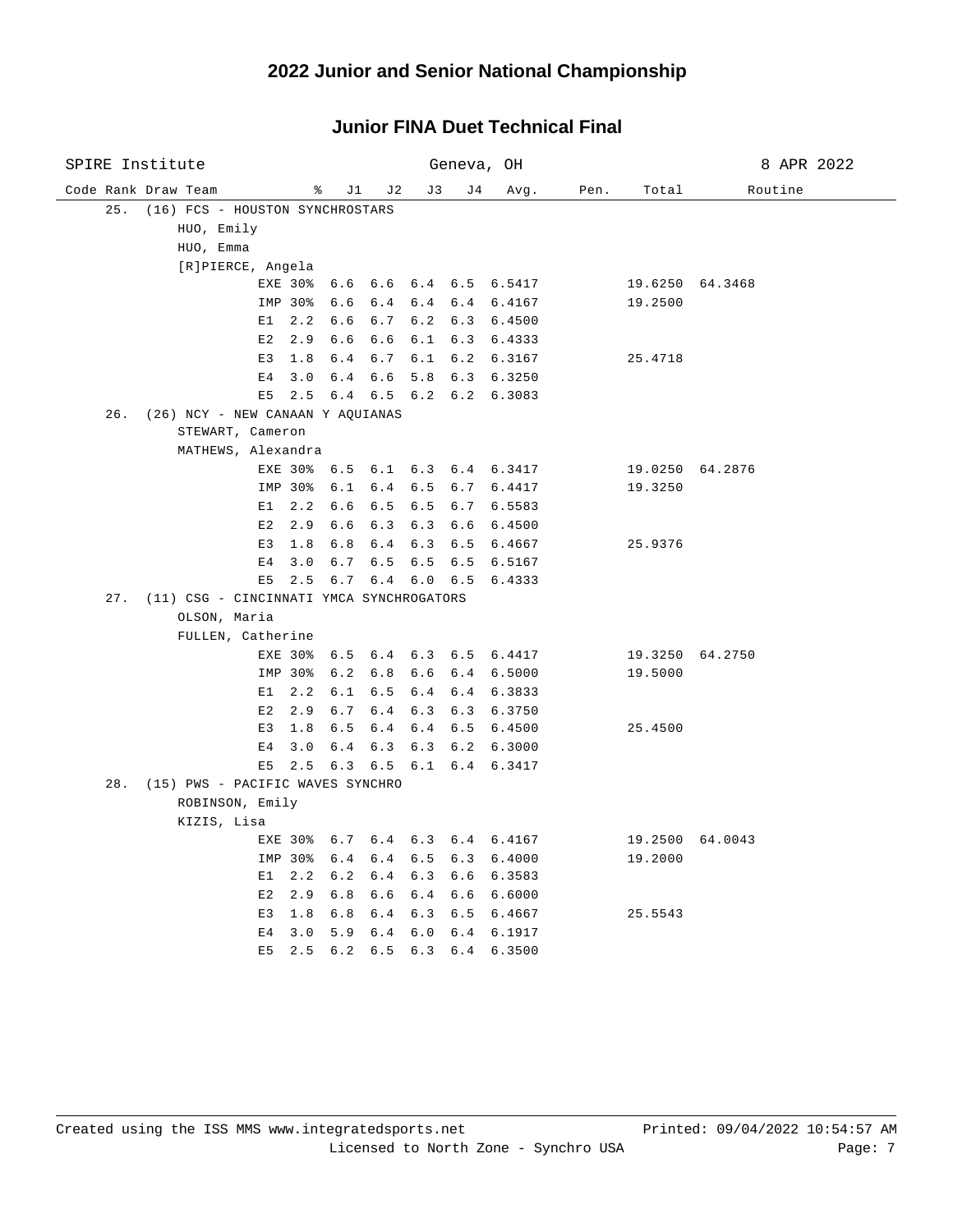## 2022 Junior and Senior National Championship

### Junior FINA Duet Technical Final

SPIRE Institute — Geneva, OH — 8 APR 2022

| Code | Rank | Draw | Team | % | J1 | J2 | J3 | J4 | Avg. | Pen. | Total | Routine |
|---|---|---|---|---|---|---|---|---|---|---|---|---|
| | 25. | (16) | FCS - HOUSTON SYNCHROSTARS | | | | | | | | | |
| | | | HUO, Emily | | | | | | | | | |
| | | | HUO, Emma | | | | | | | | | |
| | | | [R]PIERCE, Angela | | | | | | | | | |
| | | | EXE | 30% | 6.6 | 6.6 | 6.4 | 6.5 | 6.5417 | | 19.6250 | 64.3468 |
| | | | IMP | 30% | 6.6 | 6.4 | 6.4 | 6.4 | 6.4167 | | 19.2500 | |
| | | | E1 | 2.2 | 6.6 | 6.7 | 6.2 | 6.3 | 6.4500 | | | |
| | | | E2 | 2.9 | 6.6 | 6.6 | 6.1 | 6.3 | 6.4333 | | | |
| | | | E3 | 1.8 | 6.4 | 6.7 | 6.1 | 6.2 | 6.3167 | | 25.4718 | |
| | | | E4 | 3.0 | 6.4 | 6.6 | 5.8 | 6.3 | 6.3250 | | | |
| | | | E5 | 2.5 | 6.4 | 6.5 | 6.2 | 6.2 | 6.3083 | | | |
| | 26. | (26) | NCY - NEW CANAAN Y AQUIANAS | | | | | | | | | |
| | | | STEWART, Cameron | | | | | | | | | |
| | | | MATHEWS, Alexandra | | | | | | | | | |
| | | | EXE | 30% | 6.5 | 6.1 | 6.3 | 6.4 | 6.3417 | | 19.0250 | 64.2876 |
| | | | IMP | 30% | 6.1 | 6.4 | 6.5 | 6.7 | 6.4417 | | 19.3250 | |
| | | | E1 | 2.2 | 6.6 | 6.5 | 6.5 | 6.7 | 6.5583 | | | |
| | | | E2 | 2.9 | 6.6 | 6.3 | 6.3 | 6.6 | 6.4500 | | | |
| | | | E3 | 1.8 | 6.8 | 6.4 | 6.3 | 6.5 | 6.4667 | | 25.9376 | |
| | | | E4 | 3.0 | 6.7 | 6.5 | 6.5 | 6.5 | 6.5167 | | | |
| | | | E5 | 2.5 | 6.7 | 6.4 | 6.0 | 6.5 | 6.4333 | | | |
| | 27. | (11) | CSG - CINCINNATI YMCA SYNCHROGATORS | | | | | | | | | |
| | | | OLSON, Maria | | | | | | | | | |
| | | | FULLEN, Catherine | | | | | | | | | |
| | | | EXE | 30% | 6.5 | 6.4 | 6.3 | 6.5 | 6.4417 | | 19.3250 | 64.2750 |
| | | | IMP | 30% | 6.2 | 6.8 | 6.6 | 6.4 | 6.5000 | | 19.5000 | |
| | | | E1 | 2.2 | 6.1 | 6.5 | 6.4 | 6.4 | 6.3833 | | | |
| | | | E2 | 2.9 | 6.7 | 6.4 | 6.3 | 6.3 | 6.3750 | | | |
| | | | E3 | 1.8 | 6.5 | 6.4 | 6.4 | 6.5 | 6.4500 | | 25.4500 | |
| | | | E4 | 3.0 | 6.4 | 6.3 | 6.3 | 6.2 | 6.3000 | | | |
| | | | E5 | 2.5 | 6.3 | 6.5 | 6.1 | 6.4 | 6.3417 | | | |
| | 28. | (15) | PWS - PACIFIC WAVES SYNCHRO | | | | | | | | | |
| | | | ROBINSON, Emily | | | | | | | | | |
| | | | KIZIS, Lisa | | | | | | | | | |
| | | | EXE | 30% | 6.7 | 6.4 | 6.3 | 6.4 | 6.4167 | | 19.2500 | 64.0043 |
| | | | IMP | 30% | 6.4 | 6.4 | 6.5 | 6.3 | 6.4000 | | 19.2000 | |
| | | | E1 | 2.2 | 6.2 | 6.4 | 6.3 | 6.6 | 6.3583 | | | |
| | | | E2 | 2.9 | 6.8 | 6.6 | 6.4 | 6.6 | 6.6000 | | | |
| | | | E3 | 1.8 | 6.8 | 6.4 | 6.3 | 6.5 | 6.4667 | | 25.5543 | |
| | | | E4 | 3.0 | 5.9 | 6.4 | 6.0 | 6.4 | 6.1917 | | | |
| | | | E5 | 2.5 | 6.2 | 6.5 | 6.3 | 6.4 | 6.3500 | | | |

Created using the ISS MMS www.integratedsports.net — Printed: 09/04/2022 10:54:57 AM
Licensed to North Zone - Synchro USA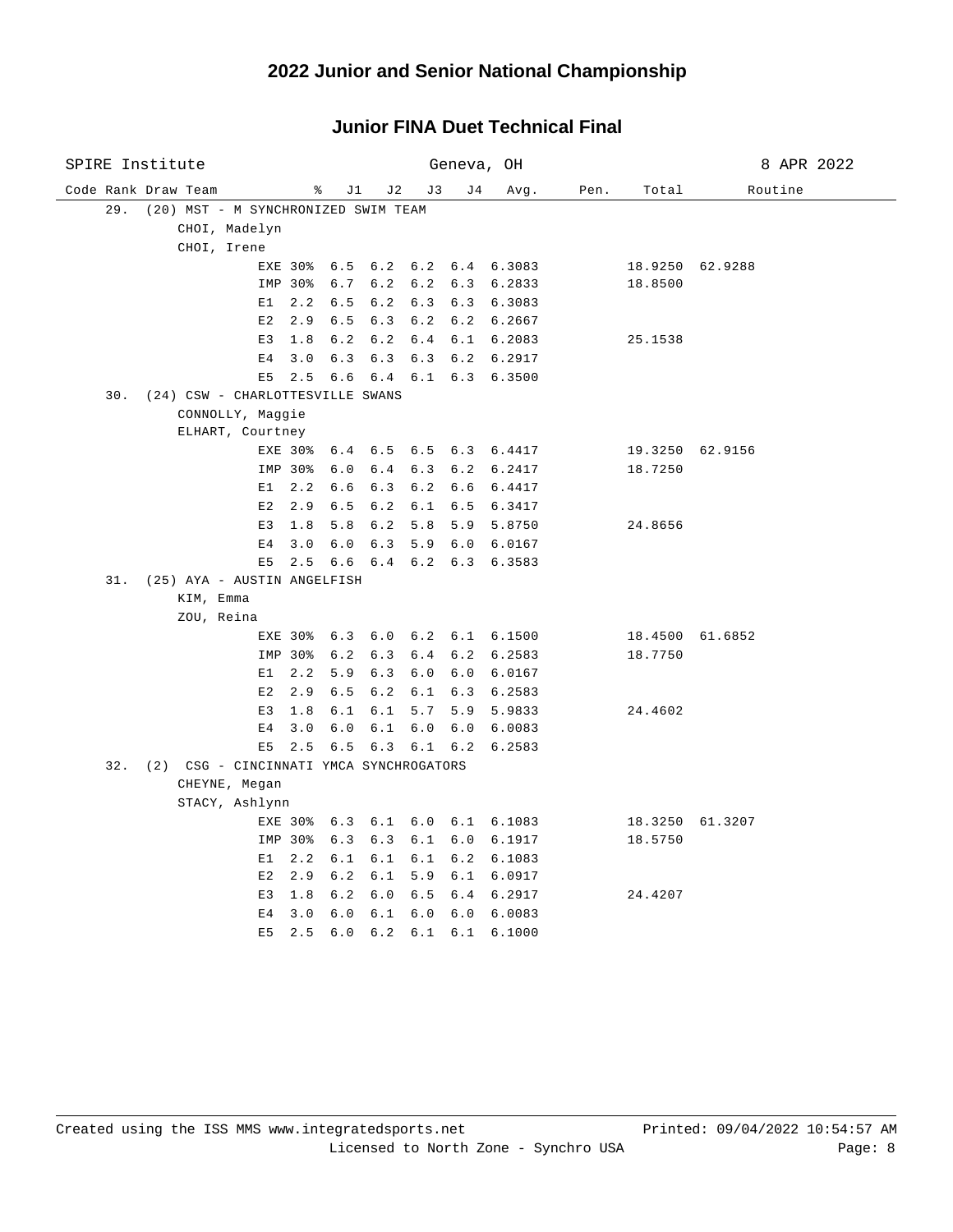# 2022 Junior and Senior National Championship

## Junior FINA Duet Technical Final

SPIRE Institute — Geneva, OH — 8 APR 2022

| Code | Rank | Draw | Team | | % | J1 | J2 | J3 | J4 | Avg. | Pen. | Total | Routine |
|---|---|---|---|---|---|---|---|---|---|---|---|---|---|
| | 29. | (20) | MST - M SYNCHRONIZED SWIM TEAM | | | | | | | | | | |
| | | | CHOI, Madelyn | | | | | | | | | | |
| | | | CHOI, Irene | | | | | | | | | | |
| | | | | EXE | 30% | 6.5 | 6.2 | 6.2 | 6.4 | 6.3083 | | 18.9250 | 62.9288 |
| | | | | IMP | 30% | 6.7 | 6.2 | 6.2 | 6.3 | 6.2833 | | 18.8500 | |
| | | | | E1 | 2.2 | 6.5 | 6.2 | 6.3 | 6.3 | 6.3083 | | | |
| | | | | E2 | 2.9 | 6.5 | 6.3 | 6.2 | 6.2 | 6.2667 | | | |
| | | | | E3 | 1.8 | 6.2 | 6.2 | 6.4 | 6.1 | 6.2083 | | 25.1538 | |
| | | | | E4 | 3.0 | 6.3 | 6.3 | 6.3 | 6.2 | 6.2917 | | | |
| | | | | E5 | 2.5 | 6.6 | 6.4 | 6.1 | 6.3 | 6.3500 | | | |
| | 30. | (24) | CSW - CHARLOTTESVILLE SWANS | | | | | | | | | | |
| | | | CONNOLLY, Maggie | | | | | | | | | | |
| | | | ELHART, Courtney | | | | | | | | | | |
| | | | | EXE | 30% | 6.4 | 6.5 | 6.5 | 6.3 | 6.4417 | | 19.3250 | 62.9156 |
| | | | | IMP | 30% | 6.0 | 6.4 | 6.3 | 6.2 | 6.2417 | | 18.7250 | |
| | | | | E1 | 2.2 | 6.6 | 6.3 | 6.2 | 6.6 | 6.4417 | | | |
| | | | | E2 | 2.9 | 6.5 | 6.2 | 6.1 | 6.5 | 6.3417 | | | |
| | | | | E3 | 1.8 | 5.8 | 6.2 | 5.8 | 5.9 | 5.8750 | | 24.8656 | |
| | | | | E4 | 3.0 | 6.0 | 6.3 | 5.9 | 6.0 | 6.0167 | | | |
| | | | | E5 | 2.5 | 6.6 | 6.4 | 6.2 | 6.3 | 6.3583 | | | |
| | 31. | (25) | AYA - AUSTIN ANGELFISH | | | | | | | | | | |
| | | | KIM, Emma | | | | | | | | | | |
| | | | ZOU, Reina | | | | | | | | | | |
| | | | | EXE | 30% | 6.3 | 6.0 | 6.2 | 6.1 | 6.1500 | | 18.4500 | 61.6852 |
| | | | | IMP | 30% | 6.2 | 6.3 | 6.4 | 6.2 | 6.2583 | | 18.7750 | |
| | | | | E1 | 2.2 | 5.9 | 6.3 | 6.0 | 6.0 | 6.0167 | | | |
| | | | | E2 | 2.9 | 6.5 | 6.2 | 6.1 | 6.3 | 6.2583 | | | |
| | | | | E3 | 1.8 | 6.1 | 6.1 | 5.7 | 5.9 | 5.9833 | | 24.4602 | |
| | | | | E4 | 3.0 | 6.0 | 6.1 | 6.0 | 6.0 | 6.0083 | | | |
| | | | | E5 | 2.5 | 6.5 | 6.3 | 6.1 | 6.2 | 6.2583 | | | |
| | 32. | (2) | CSG - CINCINNATI YMCA SYNCHROGATORS | | | | | | | | | | |
| | | | CHEYNE, Megan | | | | | | | | | | |
| | | | STACY, Ashlynn | | | | | | | | | | |
| | | | | EXE | 30% | 6.3 | 6.1 | 6.0 | 6.1 | 6.1083 | | 18.3250 | 61.3207 |
| | | | | IMP | 30% | 6.3 | 6.3 | 6.1 | 6.0 | 6.1917 | | 18.5750 | |
| | | | | E1 | 2.2 | 6.1 | 6.1 | 6.1 | 6.2 | 6.1083 | | | |
| | | | | E2 | 2.9 | 6.2 | 6.1 | 5.9 | 6.1 | 6.0917 | | | |
| | | | | E3 | 1.8 | 6.2 | 6.0 | 6.5 | 6.4 | 6.2917 | | 24.4207 | |
| | | | | E4 | 3.0 | 6.0 | 6.1 | 6.0 | 6.0 | 6.0083 | | | |
| | | | | E5 | 2.5 | 6.0 | 6.2 | 6.1 | 6.1 | 6.1000 | | | |

Created using the ISS MMS www.integratedsports.net — Printed: 09/04/2022 10:54:57 AM
Licensed to North Zone - Synchro USA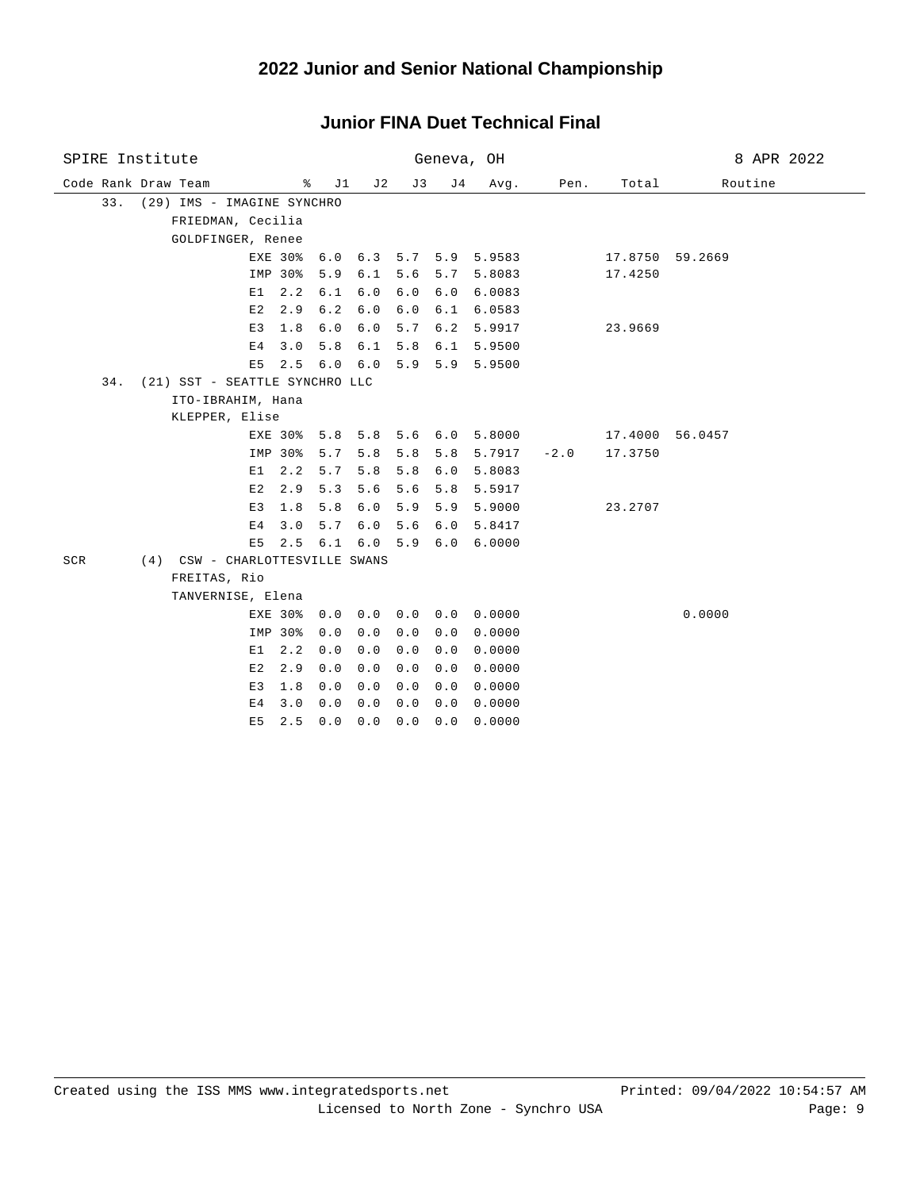# 2022 Junior and Senior National Championship

## Junior FINA Duet Technical Final

SPIRE Institute — Geneva, OH — 8 APR 2022

| Code | Rank | Draw | Team | % | J1 | J2 | J3 | J4 | Avg. | Pen. | Total | Routine |
|---|---|---|---|---|---|---|---|---|---|---|---|---|
| | 33. | (29) | IMS - IMAGINE SYNCHRO | | | | | | | | | |
| | | | FRIEDMAN, Cecilia | | | | | | | | | |
| | | | GOLDFINGER, Renee | | | | | | | | | |
| | | | EXE | 30% | 6.0 | 6.3 | 5.7 | 5.9 | 5.9583 | | 17.8750 | 59.2669 |
| | | | IMP | 30% | 5.9 | 6.1 | 5.6 | 5.7 | 5.8083 | | 17.4250 | |
| | | | E1 | 2.2 | 6.1 | 6.0 | 6.0 | 6.0 | 6.0083 | | | |
| | | | E2 | 2.9 | 6.2 | 6.0 | 6.0 | 6.1 | 6.0583 | | | |
| | | | E3 | 1.8 | 6.0 | 6.0 | 5.7 | 6.2 | 5.9917 | | 23.9669 | |
| | | | E4 | 3.0 | 5.8 | 6.1 | 5.8 | 6.1 | 5.9500 | | | |
| | | | E5 | 2.5 | 6.0 | 6.0 | 5.9 | 5.9 | 5.9500 | | | |
| | 34. | (21) | SST - SEATTLE SYNCHRO LLC | | | | | | | | | |
| | | | ITO-IBRAHIM, Hana | | | | | | | | | |
| | | | KLEPPER, Elise | | | | | | | | | |
| | | | EXE | 30% | 5.8 | 5.8 | 5.6 | 6.0 | 5.8000 | | 17.4000 | 56.0457 |
| | | | IMP | 30% | 5.7 | 5.8 | 5.8 | 5.8 | 5.7917 | -2.0 | 17.3750 | |
| | | | E1 | 2.2 | 5.7 | 5.8 | 5.8 | 6.0 | 5.8083 | | | |
| | | | E2 | 2.9 | 5.3 | 5.6 | 5.6 | 5.8 | 5.5917 | | | |
| | | | E3 | 1.8 | 5.8 | 6.0 | 5.9 | 5.9 | 5.9000 | | 23.2707 | |
| | | | E4 | 3.0 | 5.7 | 6.0 | 5.6 | 6.0 | 5.8417 | | | |
| | | | E5 | 2.5 | 6.1 | 6.0 | 5.9 | 6.0 | 6.0000 | | | |
| SCR | | (4) | CSW - CHARLOTTESVILLE SWANS | | | | | | | | | |
| | | | FREITAS, Rio | | | | | | | | | |
| | | | TANVERNISE, Elena | | | | | | | | | |
| | | | EXE | 30% | 0.0 | 0.0 | 0.0 | 0.0 | 0.0000 | | | 0.0000 |
| | | | IMP | 30% | 0.0 | 0.0 | 0.0 | 0.0 | 0.0000 | | | |
| | | | E1 | 2.2 | 0.0 | 0.0 | 0.0 | 0.0 | 0.0000 | | | |
| | | | E2 | 2.9 | 0.0 | 0.0 | 0.0 | 0.0 | 0.0000 | | | |
| | | | E3 | 1.8 | 0.0 | 0.0 | 0.0 | 0.0 | 0.0000 | | | |
| | | | E4 | 3.0 | 0.0 | 0.0 | 0.0 | 0.0 | 0.0000 | | | |
| | | | E5 | 2.5 | 0.0 | 0.0 | 0.0 | 0.0 | 0.0000 | | | |

Created using the ISS MMS www.integratedsports.net — Printed: 09/04/2022 10:54:57 AM

Licensed to North Zone - Synchro USA